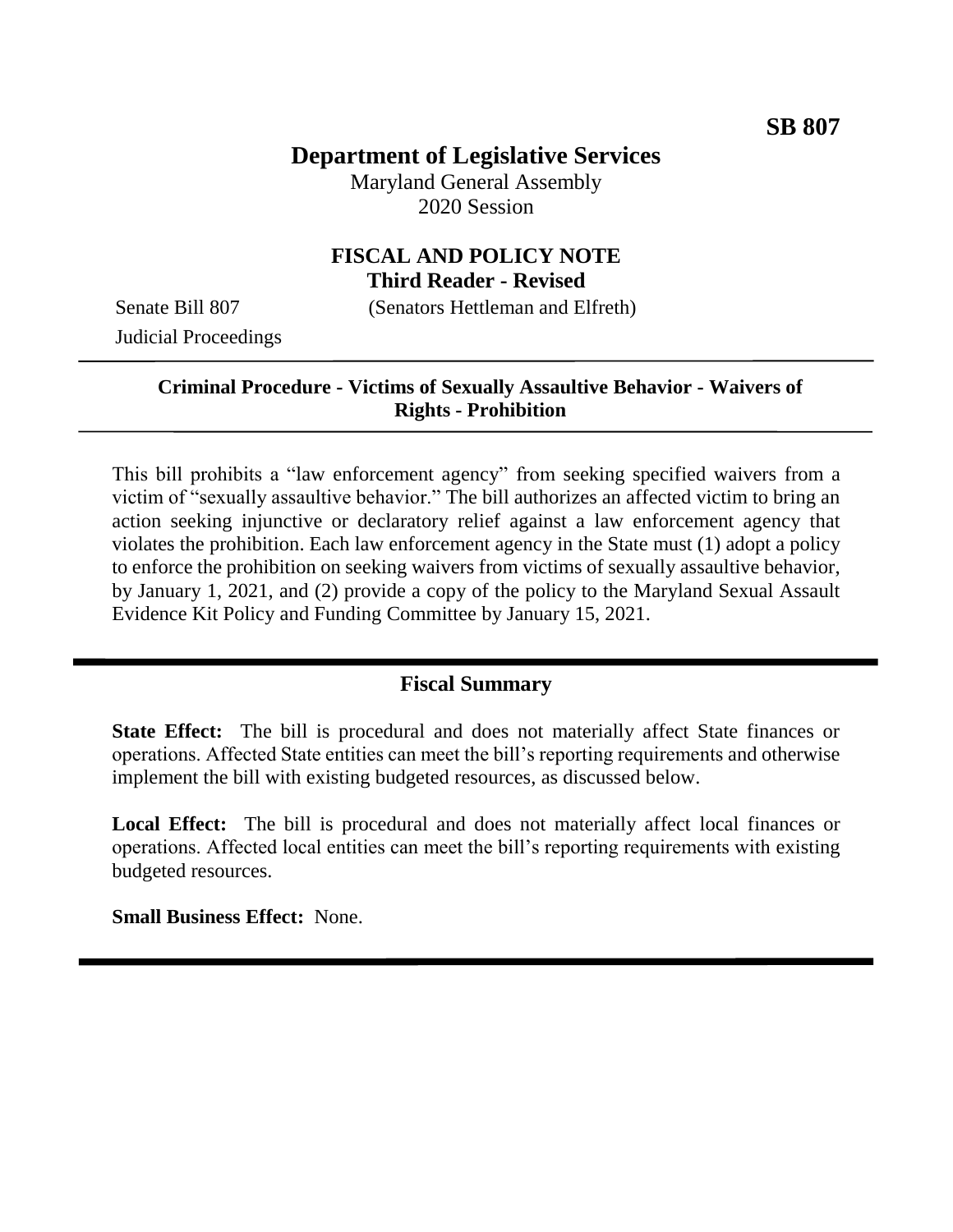**SB 807**

# Department of Legislative Services

Maryland General Assembly
2020 Session

## FISCAL AND POLICY NOTE
**Third Reader - Revised**

Senate Bill 807 (Senators Hettleman and Elfreth)
Judicial Proceedings

---

**Criminal Procedure - Victims of Sexually Assaultive Behavior - Waivers of Rights - Prohibition**

---

This bill prohibits a "law enforcement agency" from seeking specified waivers from a victim of "sexually assaultive behavior." The bill authorizes an affected victim to bring an action seeking injunctive or declaratory relief against a law enforcement agency that violates the prohibition. Each law enforcement agency in the State must (1) adopt a policy to enforce the prohibition on seeking waivers from victims of sexually assaultive behavior, by January 1, 2021, and (2) provide a copy of the policy to the Maryland Sexual Assault Evidence Kit Policy and Funding Committee by January 15, 2021.

---

## Fiscal Summary

**State Effect:** The bill is procedural and does not materially affect State finances or operations. Affected State entities can meet the bill's reporting requirements and otherwise implement the bill with existing budgeted resources, as discussed below.

**Local Effect:** The bill is procedural and does not materially affect local finances or operations. Affected local entities can meet the bill's reporting requirements with existing budgeted resources.

**Small Business Effect:** None.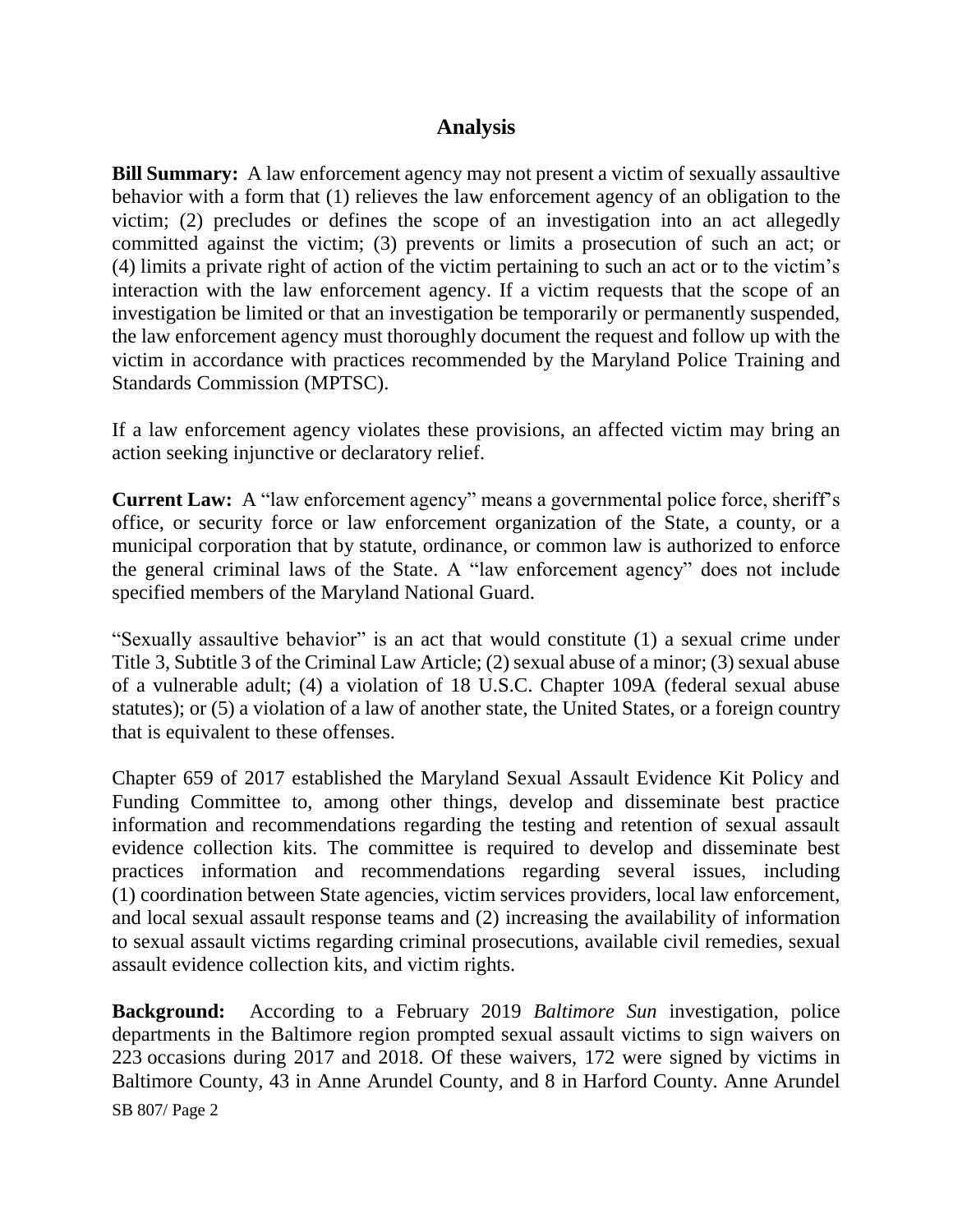## Analysis

**Bill Summary:** A law enforcement agency may not present a victim of sexually assaultive behavior with a form that (1) relieves the law enforcement agency of an obligation to the victim; (2) precludes or defines the scope of an investigation into an act allegedly committed against the victim; (3) prevents or limits a prosecution of such an act; or (4) limits a private right of action of the victim pertaining to such an act or to the victim's interaction with the law enforcement agency. If a victim requests that the scope of an investigation be limited or that an investigation be temporarily or permanently suspended, the law enforcement agency must thoroughly document the request and follow up with the victim in accordance with practices recommended by the Maryland Police Training and Standards Commission (MPTSC).

If a law enforcement agency violates these provisions, an affected victim may bring an action seeking injunctive or declaratory relief.

**Current Law:** A "law enforcement agency" means a governmental police force, sheriff's office, or security force or law enforcement organization of the State, a county, or a municipal corporation that by statute, ordinance, or common law is authorized to enforce the general criminal laws of the State. A "law enforcement agency" does not include specified members of the Maryland National Guard.

"Sexually assaultive behavior" is an act that would constitute (1) a sexual crime under Title 3, Subtitle 3 of the Criminal Law Article; (2) sexual abuse of a minor; (3) sexual abuse of a vulnerable adult; (4) a violation of 18 U.S.C. Chapter 109A (federal sexual abuse statutes); or (5) a violation of a law of another state, the United States, or a foreign country that is equivalent to these offenses.

Chapter 659 of 2017 established the Maryland Sexual Assault Evidence Kit Policy and Funding Committee to, among other things, develop and disseminate best practice information and recommendations regarding the testing and retention of sexual assault evidence collection kits. The committee is required to develop and disseminate best practices information and recommendations regarding several issues, including (1) coordination between State agencies, victim services providers, local law enforcement, and local sexual assault response teams and (2) increasing the availability of information to sexual assault victims regarding criminal prosecutions, available civil remedies, sexual assault evidence collection kits, and victim rights.

**Background:** According to a February 2019 *Baltimore Sun* investigation, police departments in the Baltimore region prompted sexual assault victims to sign waivers on 223 occasions during 2017 and 2018. Of these waivers, 172 were signed by victims in Baltimore County, 43 in Anne Arundel County, and 8 in Harford County. Anne Arundel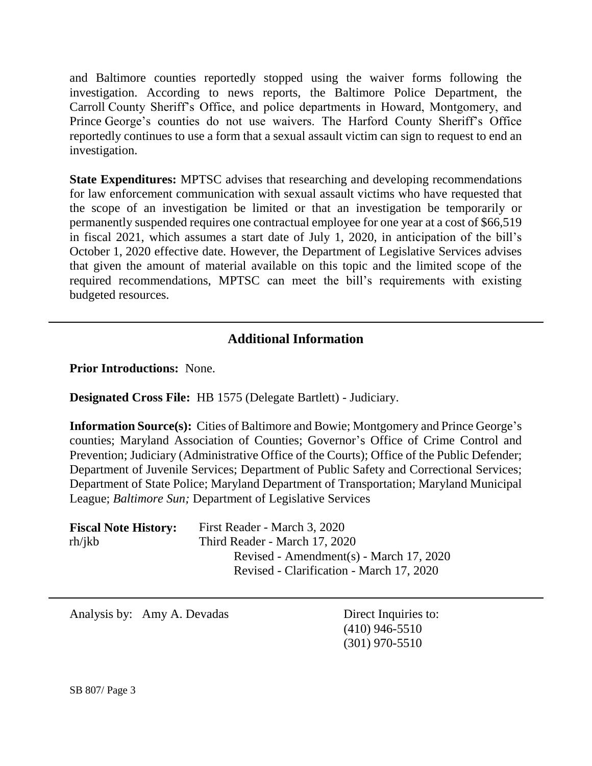and Baltimore counties reportedly stopped using the waiver forms following the investigation. According to news reports, the Baltimore Police Department, the Carroll County Sheriff's Office, and police departments in Howard, Montgomery, and Prince George's counties do not use waivers. The Harford County Sheriff's Office reportedly continues to use a form that a sexual assault victim can sign to request to end an investigation.

**State Expenditures:** MPTSC advises that researching and developing recommendations for law enforcement communication with sexual assault victims who have requested that the scope of an investigation be limited or that an investigation be temporarily or permanently suspended requires one contractual employee for one year at a cost of $66,519 in fiscal 2021, which assumes a start date of July 1, 2020, in anticipation of the bill's October 1, 2020 effective date. However, the Department of Legislative Services advises that given the amount of material available on this topic and the limited scope of the required recommendations, MPTSC can meet the bill's requirements with existing budgeted resources.

## Additional Information

**Prior Introductions:** None.

**Designated Cross File:** HB 1575 (Delegate Bartlett) - Judiciary.

**Information Source(s):** Cities of Baltimore and Bowie; Montgomery and Prince George's counties; Maryland Association of Counties; Governor's Office of Crime Control and Prevention; Judiciary (Administrative Office of the Courts); Office of the Public Defender; Department of Juvenile Services; Department of Public Safety and Correctional Services; Department of State Police; Maryland Department of Transportation; Maryland Municipal League; *Baltimore Sun;* Department of Legislative Services

**Fiscal Note History:** First Reader - March 3, 2020
rh/jkb Third Reader - March 17, 2020
Revised - Amendment(s) - March 17, 2020
Revised - Clarification - March 17, 2020

Analysis by: Amy A. Devadas

Direct Inquiries to:
(410) 946-5510
(301) 970-5510